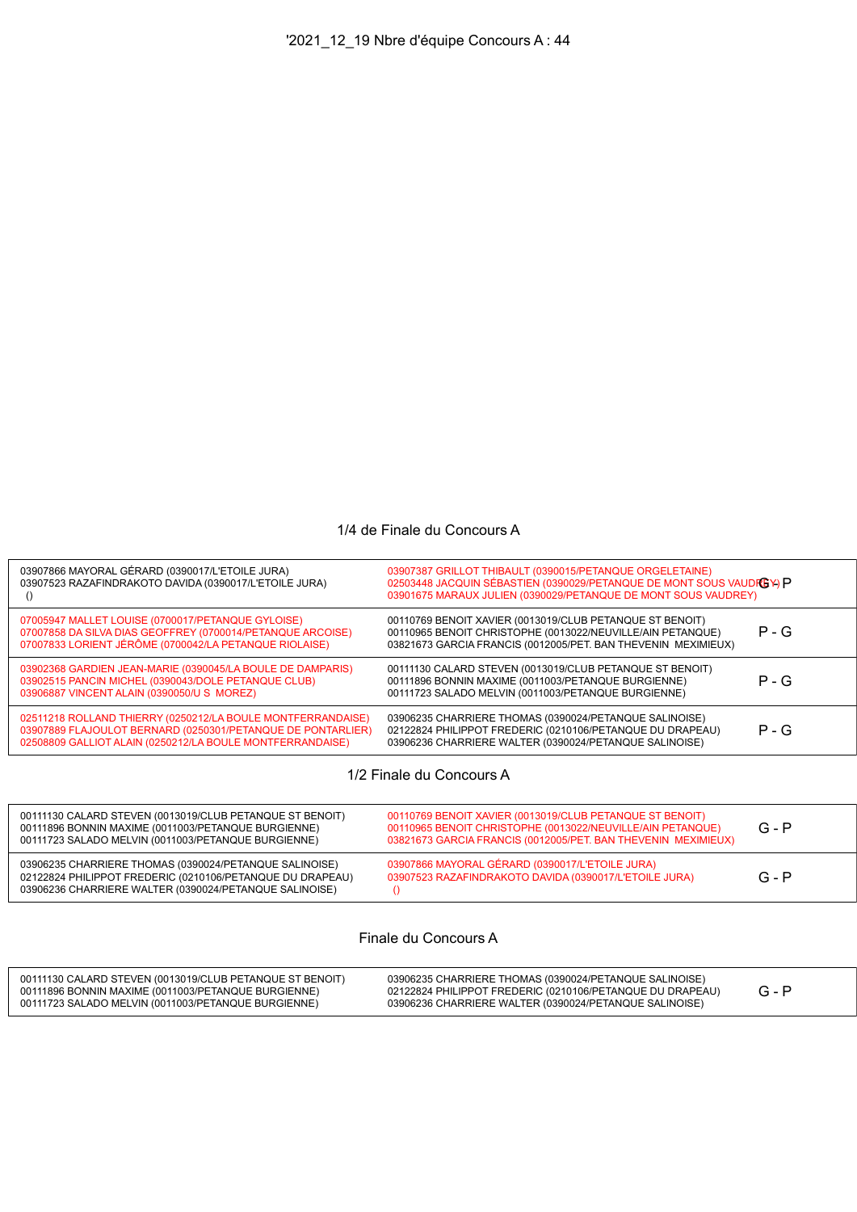# '2021_12_19 Nbre d'équipe Concours A : 44

## 1/4 de Finale du Concours A

| Équipe 1 | Équipe 2 | Résultat |
|---|---|---|
| 03907866 MAYORAL GÉRARD (0390017/L'ETOILE JURA)<br>03907523 RAZAFINDRAKOTO DAVIDA (0390017/L'ETOILE JURA)<br>() | 03907387 GRILLOT THIBAULT (0390015/PETANQUE ORGELETAINE)<br>02503448 JACQUIN SÉBASTIEN (0390029/PETANQUE DE MONT SOUS VAUDREY)<br>03901675 MARAUX JULIEN (0390029/PETANQUE DE MONT SOUS VAUDREY) | G - P |
| 07005947 MALLET LOUISE (0700017/PETANQUE GYLOISE)<br>07007858 DA SILVA DIAS GEOFFREY (0700014/PETANQUE ARCOISE)<br>07007833 LORIENT JÉRÔME (0700042/LA PETANQUE RIOLAISE) | 00110769 BENOIT XAVIER (0013019/CLUB PETANQUE ST BENOIT)<br>00110965 BENOIT CHRISTOPHE (0013022/NEUVILLE/AIN PETANQUE)<br>03821673 GARCIA FRANCIS (0012005/PET. BAN THEVENIN MEXIMIEUX) | P - G |
| 03902368 GARDIEN JEAN-MARIE (0390045/LA BOULE DE DAMPARIS)<br>03902515 PANCIN MICHEL (0390043/DOLE PETANQUE CLUB)<br>03906887 VINCENT ALAIN (0390050/U S MOREZ) | 00111130 CALARD STEVEN (0013019/CLUB PETANQUE ST BENOIT)<br>00111896 BONNIN MAXIME (0011003/PETANQUE BURGIENNE)<br>00111723 SALADO MELVIN (0011003/PETANQUE BURGIENNE) | P - G |
| 02511218 ROLLAND THIERRY (0250212/LA BOULE MONTFERRANDAISE)<br>03907889 FLAJOULOT BERNARD (0250301/PETANQUE DE PONTARLIER)<br>02508809 GALLIOT ALAIN (0250212/LA BOULE MONTFERRANDAISE) | 03906235 CHARRIERE THOMAS (0390024/PETANQUE SALINOISE)<br>02122824 PHILIPPOT FREDERIC (0210106/PETANQUE DU DRAPEAU)<br>03906236 CHARRIERE WALTER (0390024/PETANQUE SALINOISE) | P - G |

## 1/2 Finale du Concours A

| Équipe 1 | Équipe 2 | Résultat |
|---|---|---|
| 00111130 CALARD STEVEN (0013019/CLUB PETANQUE ST BENOIT)<br>00111896 BONNIN MAXIME (0011003/PETANQUE BURGIENNE)<br>00111723 SALADO MELVIN (0011003/PETANQUE BURGIENNE) | 00110769 BENOIT XAVIER (0013019/CLUB PETANQUE ST BENOIT)<br>00110965 BENOIT CHRISTOPHE (0013022/NEUVILLE/AIN PETANQUE)<br>03821673 GARCIA FRANCIS (0012005/PET. BAN THEVENIN MEXIMIEUX) | G - P |
| 03906235 CHARRIERE THOMAS (0390024/PETANQUE SALINOISE)<br>02122824 PHILIPPOT FREDERIC (0210106/PETANQUE DU DRAPEAU)<br>03906236 CHARRIERE WALTER (0390024/PETANQUE SALINOISE) | 03907866 MAYORAL GÉRARD (0390017/L'ETOILE JURA)<br>03907523 RAZAFINDRAKOTO DAVIDA (0390017/L'ETOILE JURA)<br>() | G - P |

## Finale du Concours A

| Équipe 1 | Équipe 2 | Résultat |
|---|---|---|
| 00111130 CALARD STEVEN (0013019/CLUB PETANQUE ST BENOIT)<br>00111896 BONNIN MAXIME (0011003/PETANQUE BURGIENNE)<br>00111723 SALADO MELVIN (0011003/PETANQUE BURGIENNE) | 03906235 CHARRIERE THOMAS (0390024/PETANQUE SALINOISE)<br>02122824 PHILIPPOT FREDERIC (0210106/PETANQUE DU DRAPEAU)<br>03906236 CHARRIERE WALTER (0390024/PETANQUE SALINOISE) | G - P |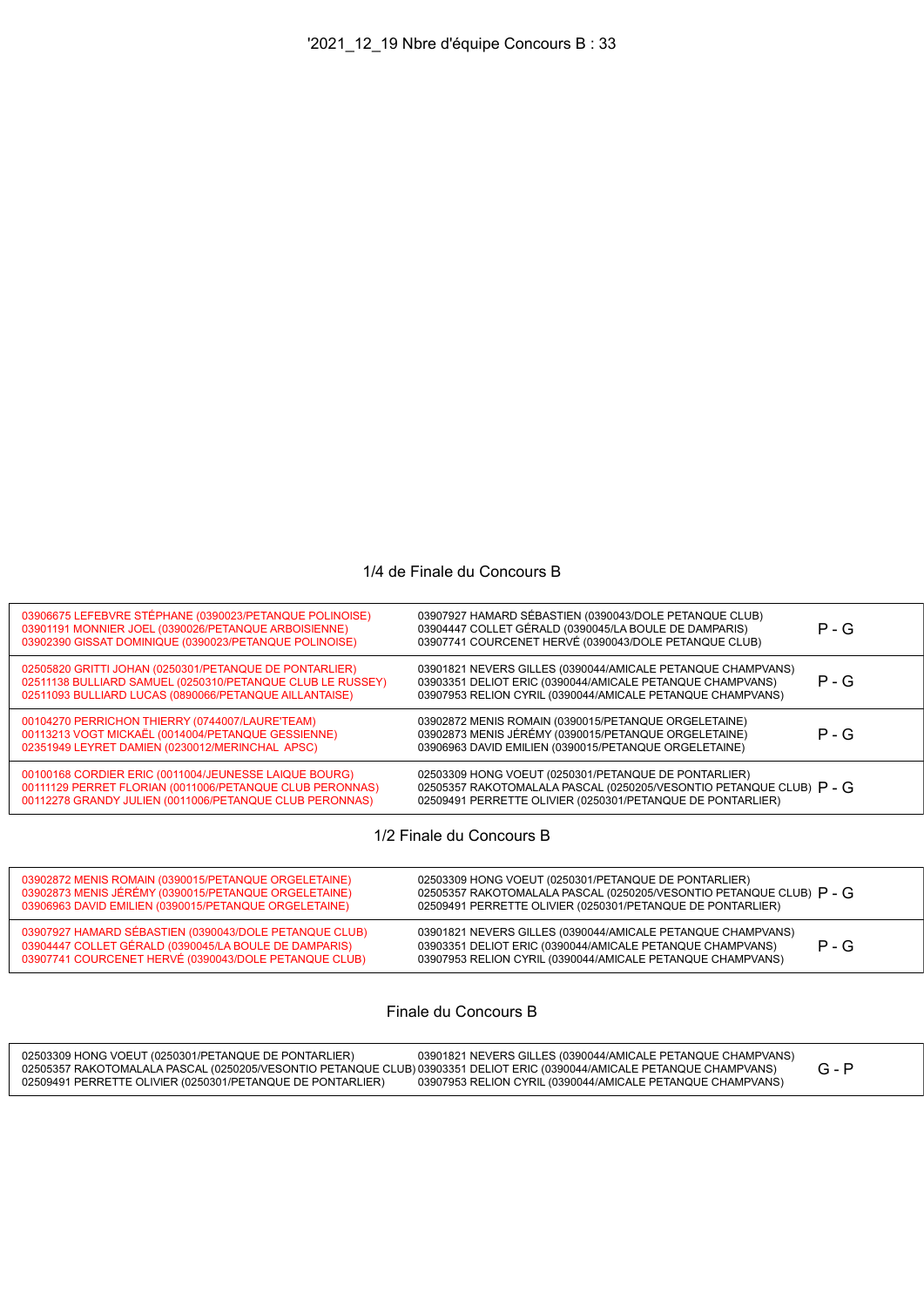'2021_12_19 Nbre d'équipe Concours B : 33

## 1/4 de Finale du Concours B

| Équipe 1 | Équipe 2 | Résultat |
|---|---|---|
| 03906675 LEFEBVRE STÉPHANE (0390023/PETANQUE POLINOISE)<br>03901191 MONNIER JOEL (0390026/PETANQUE ARBOISIENNE)<br>03902390 GISSAT DOMINIQUE (0390023/PETANQUE POLINOISE) | 03907927 HAMARD SÉBASTIEN (0390043/DOLE PETANQUE CLUB)<br>03904447 COLLET GÉRALD (0390045/LA BOULE DE DAMPARIS)<br>03907741 COURCENET HERVÉ (0390043/DOLE PETANQUE CLUB) | P - G |
| 02505820 GRITTI JOHAN (0250301/PETANQUE DE PONTARLIER)<br>02511138 BULLIARD SAMUEL (0250310/PETANQUE CLUB LE RUSSEY)<br>02511093 BULLIARD LUCAS (0890066/PETANQUE AILLANTAISE) | 03901821 NEVERS GILLES (0390044/AMICALE PETANQUE CHAMPVANS)<br>03903351 DELIOT ERIC (0390044/AMICALE PETANQUE CHAMPVANS)<br>03907953 RELION CYRIL (0390044/AMICALE PETANQUE CHAMPVANS) | P - G |
| 00104270 PERRICHON THIERRY (0744007/LAURE'TEAM)<br>00113213 VOGT MICKAËL (0014004/PETANQUE GESSIENNE)<br>02351949 LEYRET DAMIEN (0230012/MERINCHAL APSC) | 03902872 MENIS ROMAIN (0390015/PETANQUE ORGELETAINE)<br>03902873 MENIS JÉRÉMY (0390015/PETANQUE ORGELETAINE)<br>03906963 DAVID EMILIEN (0390015/PETANQUE ORGELETAINE) | P - G |
| 00100168 CORDIER ERIC (0011004/JEUNESSE LAIQUE BOURG)<br>00111129 PERRET FLORIAN (0011006/PETANQUE CLUB PERONNAS)<br>00112278 GRANDY JULIEN (0011006/PETANQUE CLUB PERONNAS) | 02503309 HONG VOEUT (0250301/PETANQUE DE PONTARLIER)<br>02505357 RAKOTOMALALA PASCAL (0250205/VESONTIO PETANQUE CLUB)<br>02509491 PERRETTE OLIVIER (0250301/PETANQUE DE PONTARLIER) | P - G |

## 1/2 Finale du Concours B

| Équipe 1 | Équipe 2 | Résultat |
|---|---|---|
| 03902872 MENIS ROMAIN (0390015/PETANQUE ORGELETAINE)<br>03902873 MENIS JÉRÉMY (0390015/PETANQUE ORGELETAINE)<br>03906963 DAVID EMILIEN (0390015/PETANQUE ORGELETAINE) | 02503309 HONG VOEUT (0250301/PETANQUE DE PONTARLIER)<br>02505357 RAKOTOMALALA PASCAL (0250205/VESONTIO PETANQUE CLUB)<br>02509491 PERRETTE OLIVIER (0250301/PETANQUE DE PONTARLIER) | P - G |
| 03907927 HAMARD SÉBASTIEN (0390043/DOLE PETANQUE CLUB)<br>03904447 COLLET GÉRALD (0390045/LA BOULE DE DAMPARIS)<br>03907741 COURCENET HERVÉ (0390043/DOLE PETANQUE CLUB) | 03901821 NEVERS GILLES (0390044/AMICALE PETANQUE CHAMPVANS)<br>03903351 DELIOT ERIC (0390044/AMICALE PETANQUE CHAMPVANS)<br>03907953 RELION CYRIL (0390044/AMICALE PETANQUE CHAMPVANS) | P - G |

## Finale du Concours B

| Équipe 1 | Équipe 2 | Résultat |
|---|---|---|
| 02503309 HONG VOEUT (0250301/PETANQUE DE PONTARLIER)<br>02505357 RAKOTOMALALA PASCAL (0250205/VESONTIO PETANQUE CLUB)<br>02509491 PERRETTE OLIVIER (0250301/PETANQUE DE PONTARLIER) | 03901821 NEVERS GILLES (0390044/AMICALE PETANQUE CHAMPVANS)<br>03903351 DELIOT ERIC (0390044/AMICALE PETANQUE CHAMPVANS)<br>03907953 RELION CYRIL (0390044/AMICALE PETANQUE CHAMPVANS) | G - P |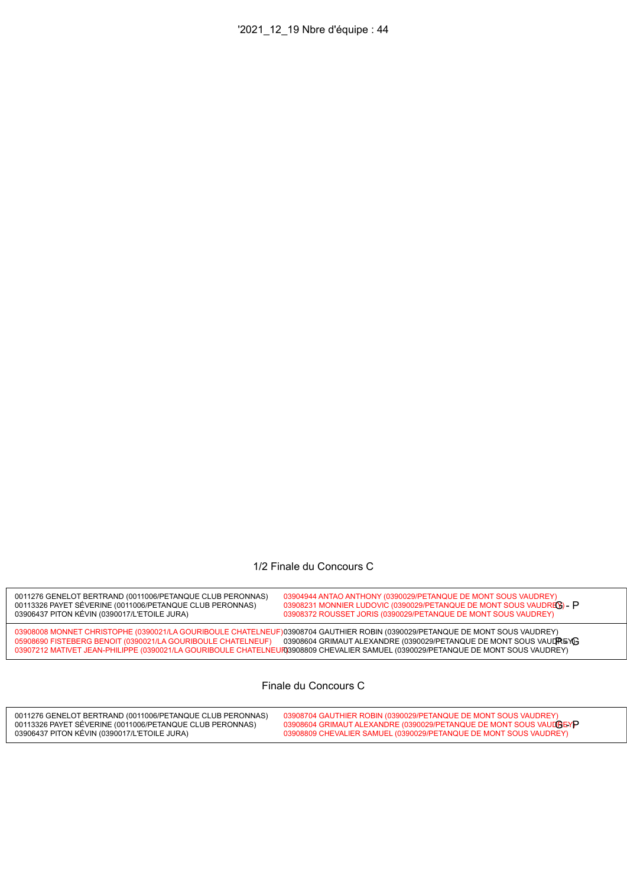'2021_12_19 Nbre d'équipe : 44

## 1/2 Finale du Concours C

| | | |
|---|---|---|
| 0011276 GENELOT BERTRAND (0011006/PETANQUE CLUB PERONNAS)<br>00113326 PAYET SÉVERINE (0011006/PETANQUE CLUB PERONNAS)<br>03906437 PITON KÉVIN (0390017/L'ETOILE JURA) | 03904944 ANTAO ANTHONY (0390029/PETANQUE DE MONT SOUS VAUDREY)<br>03908231 MONNIER LUDOVIC (0390029/PETANQUE DE MONT SOUS VAUDREY)<br>03908372 ROUSSET JORIS (0390029/PETANQUE DE MONT SOUS VAUDREY) | G - P |
| 03908008 MONNET CHRISTOPHE (0390021/LA GOURIBOULE CHATELNEUF)<br>05908690 FISTEBERG BENOIT (0390021/LA GOURIBOULE CHATELNEUF)<br>03907212 MATIVET JEAN-PHILIPPE (0390021/LA GOURIBOULE CHATELNEUF) | 03908704 GAUTHIER ROBIN (0390029/PETANQUE DE MONT SOUS VAUDREY)<br>03908604 GRIMAUT ALEXANDRE (0390029/PETANQUE DE MONT SOUS VAUDREY)<br>03908809 CHEVALIER SAMUEL (0390029/PETANQUE DE MONT SOUS VAUDREY) | P - G |

## Finale du Concours C

| | | |
|---|---|---|
| 0011276 GENELOT BERTRAND (0011006/PETANQUE CLUB PERONNAS)<br>00113326 PAYET SÉVERINE (0011006/PETANQUE CLUB PERONNAS)<br>03906437 PITON KÉVIN (0390017/L'ETOILE JURA) | 03908704 GAUTHIER ROBIN (0390029/PETANQUE DE MONT SOUS VAUDREY)<br>03908604 GRIMAUT ALEXANDRE (0390029/PETANQUE DE MONT SOUS VAUDREY)<br>03908809 CHEVALIER SAMUEL (0390029/PETANQUE DE MONT SOUS VAUDREY) | G - P |